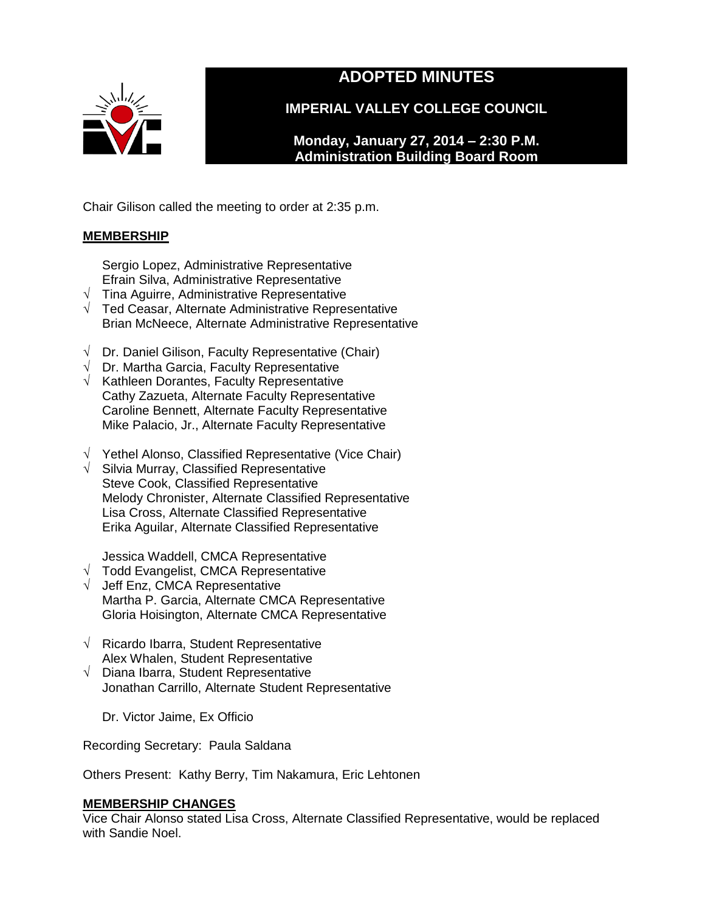# ADOPTED MINUTES

## IMPERIAL VALLEY COLLEGE COUNCIL

**Monday, January 27, 2014 – 2:30 P.M.**
**Administration Building Board Room**

Chair Gilison called the meeting to order at 2:35 p.m.

**MEMBERSHIP**

Sergio Lopez, Administrative Representative
Efrain Silva, Administrative Representative
√ Tina Aguirre, Administrative Representative
√ Ted Ceasar, Alternate Administrative Representative
Brian McNeece, Alternate Administrative Representative

√ Dr. Daniel Gilison, Faculty Representative (Chair)
√ Dr. Martha Garcia, Faculty Representative
√ Kathleen Dorantes, Faculty Representative
Cathy Zazueta, Alternate Faculty Representative
Caroline Bennett, Alternate Faculty Representative
Mike Palacio, Jr., Alternate Faculty Representative

√ Yethel Alonso, Classified Representative (Vice Chair)
√ Silvia Murray, Classified Representative
Steve Cook, Classified Representative
Melody Chronister, Alternate Classified Representative
Lisa Cross, Alternate Classified Representative
Erika Aguilar, Alternate Classified Representative

Jessica Waddell, CMCA Representative
√ Todd Evangelist, CMCA Representative
√ Jeff Enz, CMCA Representative
Martha P. Garcia, Alternate CMCA Representative
Gloria Hoisington, Alternate CMCA Representative

√ Ricardo Ibarra, Student Representative
Alex Whalen, Student Representative
√ Diana Ibarra, Student Representative
Jonathan Carrillo, Alternate Student Representative

Dr. Victor Jaime, Ex Officio

Recording Secretary: Paula Saldana

Others Present: Kathy Berry, Tim Nakamura, Eric Lehtonen

**MEMBERSHIP CHANGES**

Vice Chair Alonso stated Lisa Cross, Alternate Classified Representative, would be replaced with Sandie Noel.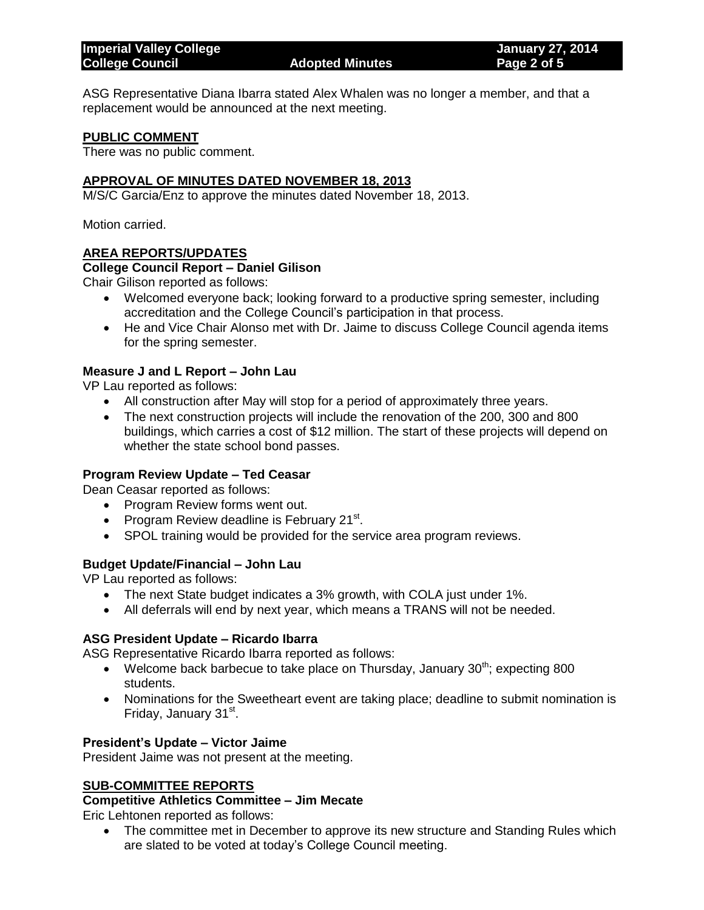ASG Representative Diana Ibarra stated Alex Whalen was no longer a member, and that a replacement would be announced at the next meeting.

## PUBLIC COMMENT

There was no public comment.

## APPROVAL OF MINUTES DATED NOVEMBER 18, 2013

M/S/C Garcia/Enz to approve the minutes dated November 18, 2013.

Motion carried.

## AREA REPORTS/UPDATES

### College Council Report – Daniel Gilison

Chair Gilison reported as follows:

- Welcomed everyone back; looking forward to a productive spring semester, including accreditation and the College Council's participation in that process.
- He and Vice Chair Alonso met with Dr. Jaime to discuss College Council agenda items for the spring semester.

### Measure J and L Report – John Lau

VP Lau reported as follows:

- All construction after May will stop for a period of approximately three years.
- The next construction projects will include the renovation of the 200, 300 and 800 buildings, which carries a cost of $12 million. The start of these projects will depend on whether the state school bond passes.

### Program Review Update – Ted Ceasar

Dean Ceasar reported as follows:

- Program Review forms went out.
- Program Review deadline is February 21st.
- SPOL training would be provided for the service area program reviews.

### Budget Update/Financial – John Lau

VP Lau reported as follows:

- The next State budget indicates a 3% growth, with COLA just under 1%.
- All deferrals will end by next year, which means a TRANS will not be needed.

### ASG President Update – Ricardo Ibarra

ASG Representative Ricardo Ibarra reported as follows:

- Welcome back barbecue to take place on Thursday, January 30th; expecting 800 students.
- Nominations for the Sweetheart event are taking place; deadline to submit nomination is Friday, January 31st.

### President's Update – Victor Jaime

President Jaime was not present at the meeting.

## SUB-COMMITTEE REPORTS

### Competitive Athletics Committee – Jim Mecate

Eric Lehtonen reported as follows:

- The committee met in December to approve its new structure and Standing Rules which are slated to be voted at today's College Council meeting.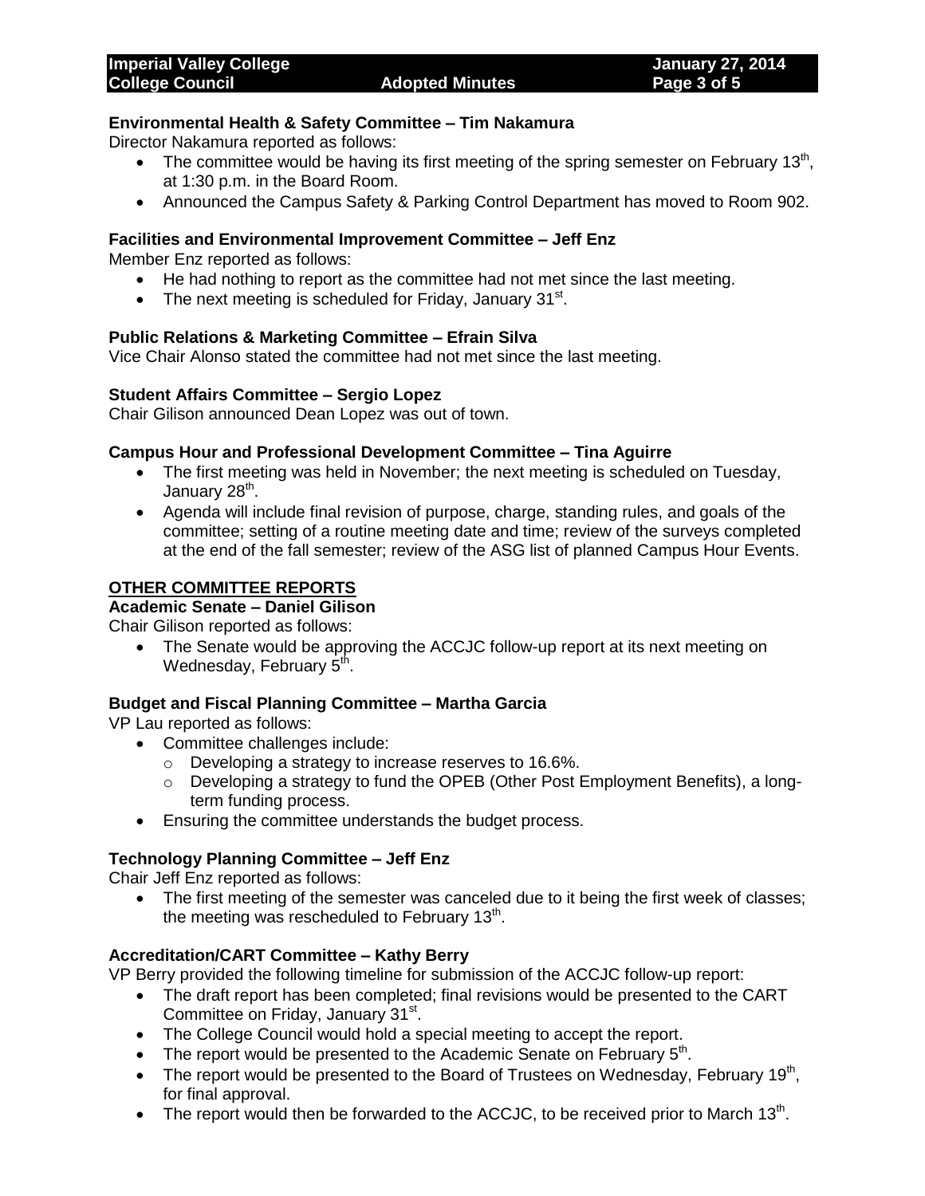**Environmental Health & Safety Committee – Tim Nakamura**

Director Nakamura reported as follows:

- The committee would be having its first meeting of the spring semester on February 13th, at 1:30 p.m. in the Board Room.
- Announced the Campus Safety & Parking Control Department has moved to Room 902.

**Facilities and Environmental Improvement Committee – Jeff Enz**

Member Enz reported as follows:

- He had nothing to report as the committee had not met since the last meeting.
- The next meeting is scheduled for Friday, January 31st.

**Public Relations & Marketing Committee – Efrain Silva**

Vice Chair Alonso stated the committee had not met since the last meeting.

**Student Affairs Committee – Sergio Lopez**

Chair Gilison announced Dean Lopez was out of town.

**Campus Hour and Professional Development Committee – Tina Aguirre**

- The first meeting was held in November; the next meeting is scheduled on Tuesday, January 28th.
- Agenda will include final revision of purpose, charge, standing rules, and goals of the committee; setting of a routine meeting date and time; review of the surveys completed at the end of the fall semester; review of the ASG list of planned Campus Hour Events.

## OTHER COMMITTEE REPORTS

**Academic Senate – Daniel Gilison**

Chair Gilison reported as follows:

- The Senate would be approving the ACCJC follow-up report at its next meeting on Wednesday, February 5th.

**Budget and Fiscal Planning Committee – Martha Garcia**

VP Lau reported as follows:

- Committee challenges include:
  - Developing a strategy to increase reserves to 16.6%.
  - Developing a strategy to fund the OPEB (Other Post Employment Benefits), a long-term funding process.
- Ensuring the committee understands the budget process.

**Technology Planning Committee – Jeff Enz**

Chair Jeff Enz reported as follows:

- The first meeting of the semester was canceled due to it being the first week of classes; the meeting was rescheduled to February 13th.

**Accreditation/CART Committee – Kathy Berry**

VP Berry provided the following timeline for submission of the ACCJC follow-up report:

- The draft report has been completed; final revisions would be presented to the CART Committee on Friday, January 31st.
- The College Council would hold a special meeting to accept the report.
- The report would be presented to the Academic Senate on February 5th.
- The report would be presented to the Board of Trustees on Wednesday, February 19th, for final approval.
- The report would then be forwarded to the ACCJC, to be received prior to March 13th.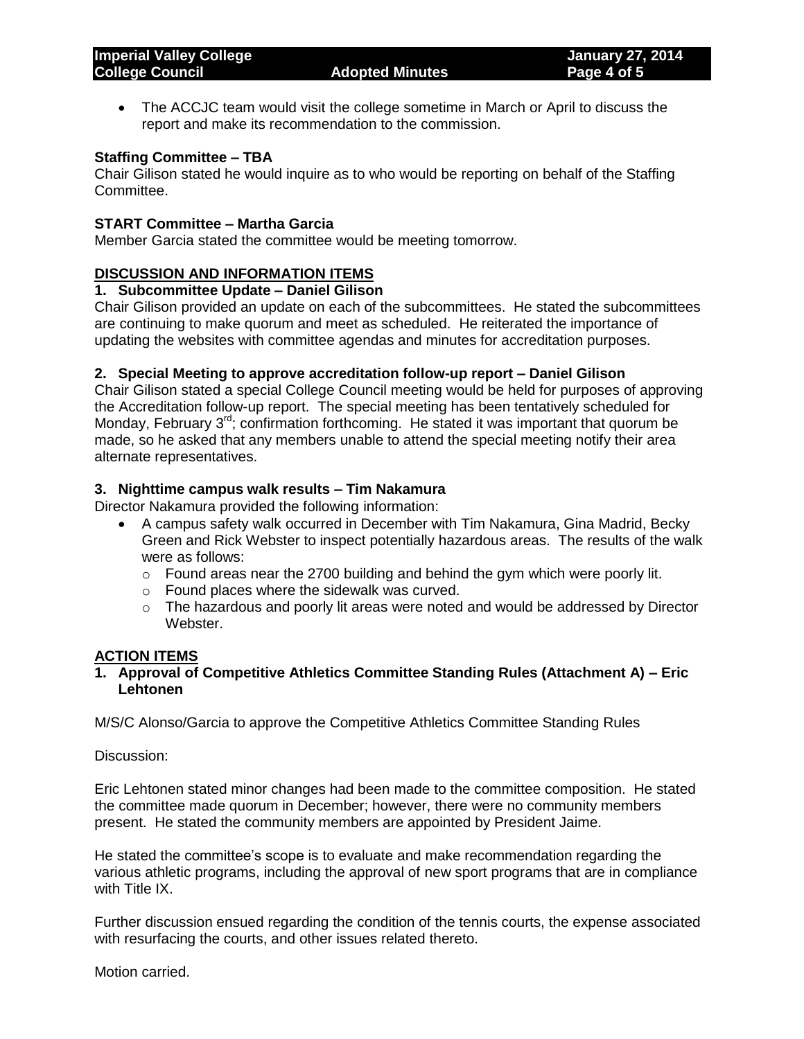- The ACCJC team would visit the college sometime in March or April to discuss the report and make its recommendation to the commission.

**Staffing Committee – TBA**

Chair Gilison stated he would inquire as to who would be reporting on behalf of the Staffing Committee.

**START Committee – Martha Garcia**

Member Garcia stated the committee would be meeting tomorrow.

## DISCUSSION AND INFORMATION ITEMS

**1. Subcommittee Update – Daniel Gilison**

Chair Gilison provided an update on each of the subcommittees. He stated the subcommittees are continuing to make quorum and meet as scheduled. He reiterated the importance of updating the websites with committee agendas and minutes for accreditation purposes.

**2. Special Meeting to approve accreditation follow-up report – Daniel Gilison**

Chair Gilison stated a special College Council meeting would be held for purposes of approving the Accreditation follow-up report. The special meeting has been tentatively scheduled for Monday, February 3rd; confirmation forthcoming. He stated it was important that quorum be made, so he asked that any members unable to attend the special meeting notify their area alternate representatives.

**3. Nighttime campus walk results – Tim Nakamura**

Director Nakamura provided the following information:

- A campus safety walk occurred in December with Tim Nakamura, Gina Madrid, Becky Green and Rick Webster to inspect potentially hazardous areas. The results of the walk were as follows:
  - Found areas near the 2700 building and behind the gym which were poorly lit.
  - Found places where the sidewalk was curved.
  - The hazardous and poorly lit areas were noted and would be addressed by Director Webster.

## ACTION ITEMS

**1. Approval of Competitive Athletics Committee Standing Rules (Attachment A) – Eric Lehtonen**

M/S/C Alonso/Garcia to approve the Competitive Athletics Committee Standing Rules

Discussion:

Eric Lehtonen stated minor changes had been made to the committee composition. He stated the committee made quorum in December; however, there were no community members present. He stated the community members are appointed by President Jaime.

He stated the committee's scope is to evaluate and make recommendation regarding the various athletic programs, including the approval of new sport programs that are in compliance with Title IX.

Further discussion ensued regarding the condition of the tennis courts, the expense associated with resurfacing the courts, and other issues related thereto.

Motion carried.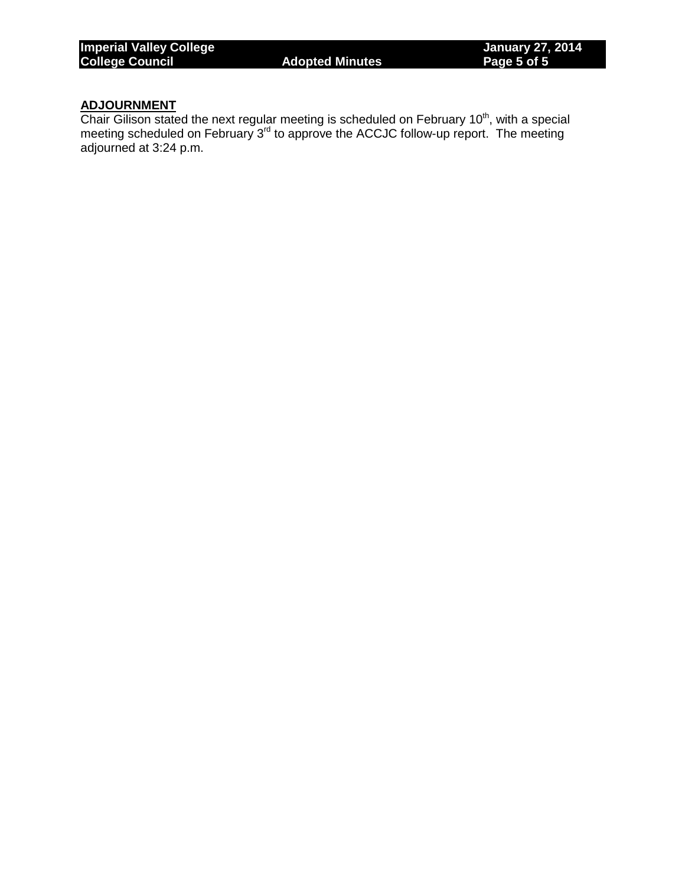**ADJOURNMENT**

Chair Gilison stated the next regular meeting is scheduled on February 10th, with a special meeting scheduled on February 3rd to approve the ACCJC follow-up report. The meeting adjourned at 3:24 p.m.